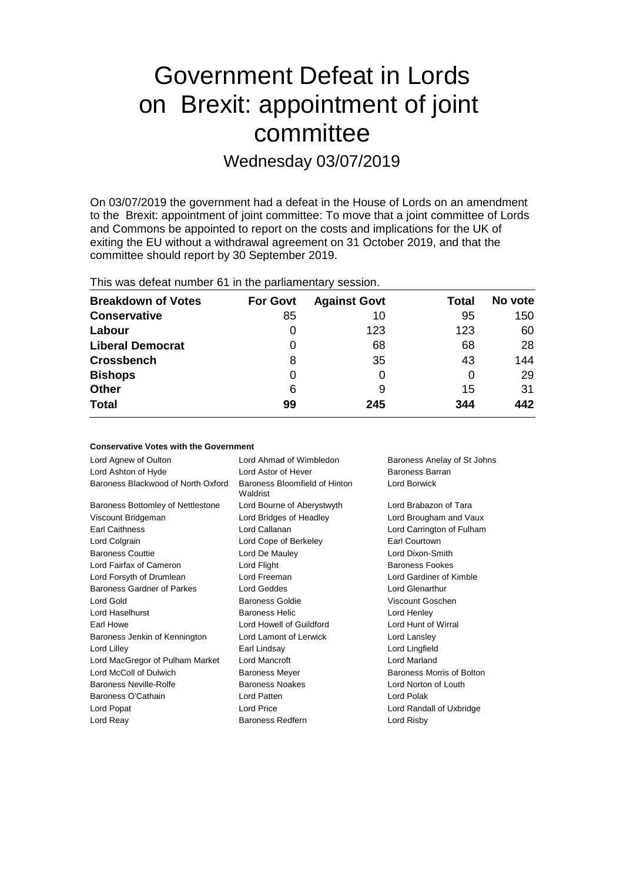# Government Defeat in Lords on Brexit: appointment of joint committee

## Wednesday 03/07/2019

On 03/07/2019 the government had a defeat in the House of Lords on an amendment to the Brexit: appointment of joint committee: To move that a joint committee of Lords and Commons be appointed to report on the costs and implications for the UK of exiting the EU without a withdrawal agreement on 31 October 2019, and that the committee should report by 30 September 2019.

This was defeat number 61 in the parliamentary session.

| Breakdown of Votes | For Govt | Against Govt | Total | No vote |
|---|---|---|---|---|
| **Conservative** | 85 | 10 | 95 | 150 |
| **Labour** | 0 | 123 | 123 | 60 |
| **Liberal Democrat** | 0 | 68 | 68 | 28 |
| **Crossbench** | 8 | 35 | 43 | 144 |
| **Bishops** | 0 | 0 | 0 | 29 |
| **Other** | 6 | 9 | 15 | 31 |
| **Total** | **99** | **245** | **344** | **442** |

#### Conservative Votes with the Government

| | | |
|---|---|---|
| Lord Agnew of Oulton | Lord Ahmad of Wimbledon | Baroness Anelay of St Johns |
| Lord Ashton of Hyde | Lord Astor of Hever | Baroness Barran |
| Baroness Blackwood of North Oxford | Baroness Bloomfield of Hinton Waldrist | Lord Borwick |
| Baroness Bottomley of Nettlestone | Lord Bourne of Aberystwyth | Lord Brabazon of Tara |
| Viscount Bridgeman | Lord Bridges of Headley | Lord Brougham and Vaux |
| Earl Caithness | Lord Callanan | Lord Carrington of Fulham |
| Lord Colgrain | Lord Cope of Berkeley | Earl Courtown |
| Baroness Couttie | Lord De Mauley | Lord Dixon-Smith |
| Lord Fairfax of Cameron | Lord Flight | Baroness Fookes |
| Lord Forsyth of Drumlean | Lord Freeman | Lord Gardiner of Kimble |
| Baroness Gardner of Parkes | Lord Geddes | Lord Glenarthur |
| Lord Gold | Baroness Goldie | Viscount Goschen |
| Lord Haselhurst | Baroness Helic | Lord Henley |
| Earl Howe | Lord Howell of Guildford | Lord Hunt of Wirral |
| Baroness Jenkin of Kennington | Lord Lamont of Lerwick | Lord Lansley |
| Lord Lilley | Earl Lindsay | Lord Lingfield |
| Lord MacGregor of Pulham Market | Lord Mancroft | Lord Marland |
| Lord McColl of Dulwich | Baroness Meyer | Baroness Morris of Bolton |
| Baroness Neville-Rolfe | Baroness Noakes | Lord Norton of Louth |
| Baroness O'Cathain | Lord Patten | Lord Polak |
| Lord Popat | Lord Price | Lord Randall of Uxbridge |
| Lord Reay | Baroness Redfern | Lord Risby |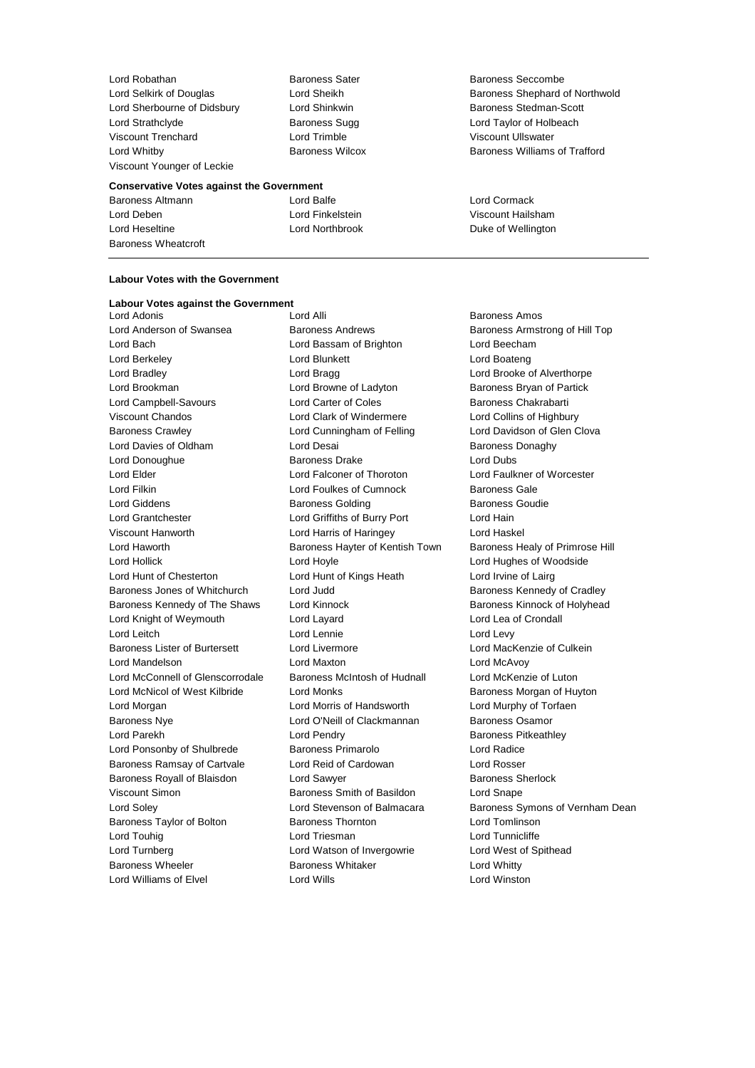Lord Robathan
Baroness Sater
Baroness Seccombe
Lord Selkirk of Douglas
Lord Sheikh
Baroness Shephard of Northwold
Lord Sherbourne of Didsbury
Lord Shinkwin
Baroness Stedman-Scott
Lord Strathclyde
Baroness Sugg
Lord Taylor of Holbeach
Viscount Trenchard
Lord Trimble
Viscount Ullswater
Lord Whitby
Baroness Wilcox
Baroness Williams of Trafford
Viscount Younger of Leckie

**Conservative Votes against the Government**

Baroness Altmann
Lord Balfe
Lord Cormack
Lord Deben
Lord Finkelstein
Viscount Hailsham
Lord Heseltine
Lord Northbrook
Duke of Wellington
Baroness Wheatcroft

---

**Labour Votes with the Government**

**Labour Votes against the Government**

Lord Adonis
Lord Alli
Baroness Amos
Lord Anderson of Swansea
Baroness Andrews
Baroness Armstrong of Hill Top
Lord Bach
Lord Bassam of Brighton
Lord Beecham
Lord Berkeley
Lord Blunkett
Lord Boateng
Lord Bradley
Lord Bragg
Lord Brooke of Alverthorpe
Lord Brookman
Lord Browne of Ladyton
Baroness Bryan of Partick
Lord Campbell-Savours
Lord Carter of Coles
Baroness Chakrabarti
Viscount Chandos
Lord Clark of Windermere
Lord Collins of Highbury
Baroness Crawley
Lord Cunningham of Felling
Lord Davidson of Glen Clova
Lord Davies of Oldham
Lord Desai
Baroness Donaghy
Lord Donoughue
Baroness Drake
Lord Dubs
Lord Elder
Lord Falconer of Thoroton
Lord Faulkner of Worcester
Lord Filkin
Lord Foulkes of Cumnock
Baroness Gale
Lord Giddens
Baroness Golding
Baroness Goudie
Lord Grantchester
Lord Griffiths of Burry Port
Lord Hain
Viscount Hanworth
Lord Harris of Haringey
Lord Haskel
Lord Haworth
Baroness Hayter of Kentish Town
Baroness Healy of Primrose Hill
Lord Hollick
Lord Hoyle
Lord Hughes of Woodside
Lord Hunt of Chesterton
Lord Hunt of Kings Heath
Lord Irvine of Lairg
Baroness Jones of Whitchurch
Lord Judd
Baroness Kennedy of Cradley
Baroness Kennedy of The Shaws
Lord Kinnock
Baroness Kinnock of Holyhead
Lord Knight of Weymouth
Lord Layard
Lord Lea of Crondall
Lord Leitch
Lord Lennie
Lord Levy
Baroness Lister of Burtersett
Lord Livermore
Lord MacKenzie of Culkein
Lord Mandelson
Lord Maxton
Lord McAvoy
Lord McConnell of Glenscorrodale
Baroness McIntosh of Hudnall
Lord McKenzie of Luton
Lord McNicol of West Kilbride
Lord Monks
Baroness Morgan of Huyton
Lord Morgan
Lord Morris of Handsworth
Lord Murphy of Torfaen
Baroness Nye
Lord O'Neill of Clackmannan
Baroness Osamor
Lord Parekh
Lord Pendry
Baroness Pitkeathley
Lord Ponsonby of Shulbrede
Baroness Primarolo
Lord Radice
Baroness Ramsay of Cartvale
Lord Reid of Cardowan
Lord Rosser
Baroness Royall of Blaisdon
Lord Sawyer
Baroness Sherlock
Viscount Simon
Baroness Smith of Basildon
Lord Snape
Lord Soley
Lord Stevenson of Balmacara
Baroness Symons of Vernham Dean
Baroness Taylor of Bolton
Baroness Thornton
Lord Tomlinson
Lord Touhig
Lord Triesman
Lord Tunnicliffe
Lord Turnberg
Lord Watson of Invergowrie
Lord West of Spithead
Baroness Wheeler
Baroness Whitaker
Lord Whitty
Lord Williams of Elvel
Lord Wills
Lord Winston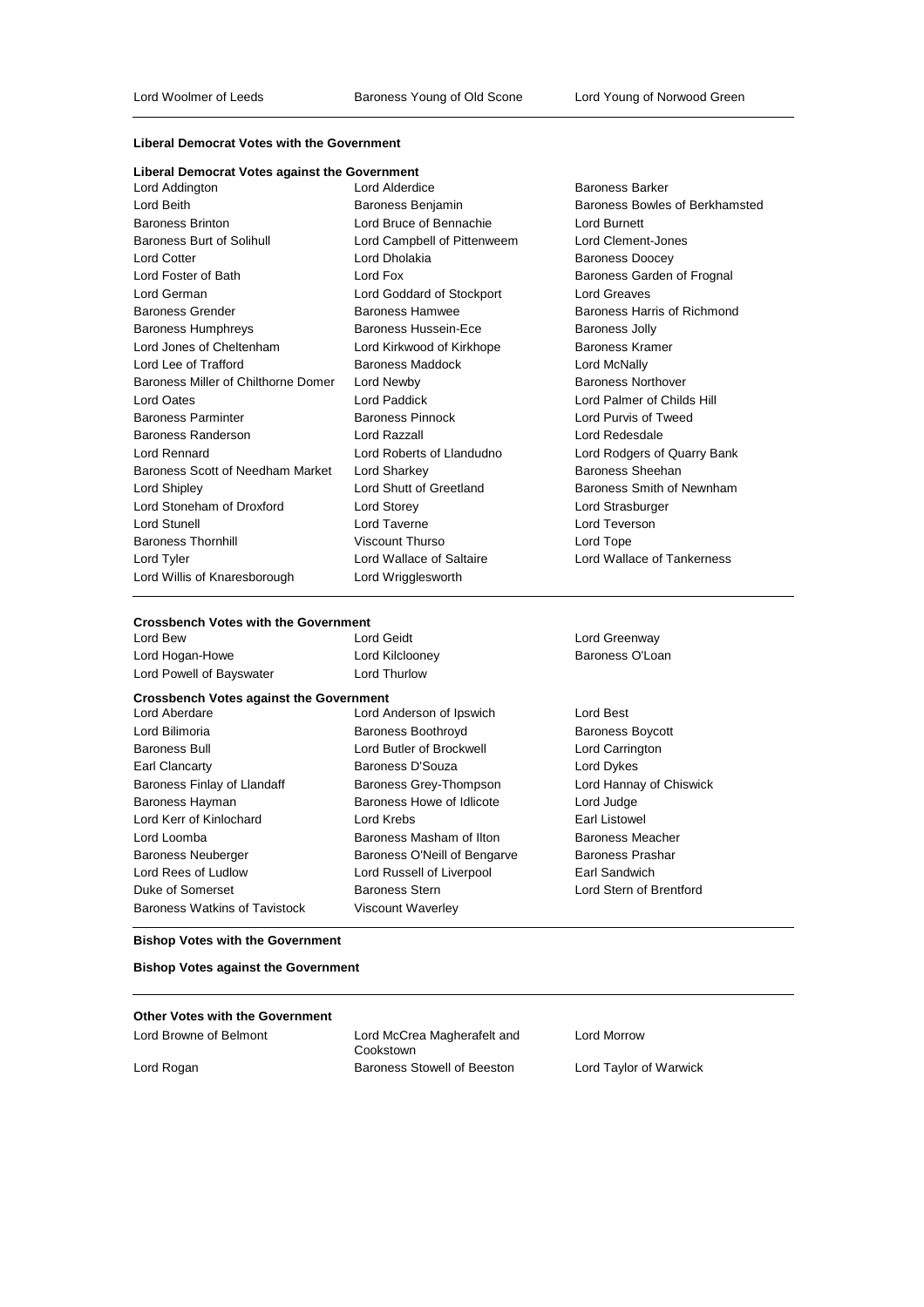Lord Woolmer of Leeds | Baroness Young of Old Scone | Lord Young of Norwood Green

**Liberal Democrat Votes with the Government**

**Liberal Democrat Votes against the Government**

Lord Addington, Lord Alderdice, Baroness Barker, Lord Beith, Baroness Benjamin, Baroness Bowles of Berkhamsted, Baroness Brinton, Lord Bruce of Bennachie, Lord Burnett, Baroness Burt of Solihull, Lord Campbell of Pittenweem, Lord Clement-Jones, Lord Cotter, Lord Dholakia, Baroness Doocey, Lord Foster of Bath, Lord Fox, Baroness Garden of Frognal, Lord German, Lord Goddard of Stockport, Lord Greaves, Baroness Grender, Baroness Hamwee, Baroness Harris of Richmond, Baroness Humphreys, Baroness Hussein-Ece, Baroness Jolly, Lord Jones of Cheltenham, Lord Kirkwood of Kirkhope, Baroness Kramer, Lord Lee of Trafford, Baroness Maddock, Lord McNally, Baroness Miller of Chilthorne Domer, Lord Newby, Baroness Northover, Lord Oates, Lord Paddick, Lord Palmer of Childs Hill, Baroness Parminter, Baroness Pinnock, Lord Purvis of Tweed, Baroness Randerson, Lord Razzall, Lord Redesdale, Lord Rennard, Lord Roberts of Llandudno, Lord Rodgers of Quarry Bank, Baroness Scott of Needham Market, Lord Sharkey, Baroness Sheehan, Lord Shipley, Lord Shutt of Greetland, Baroness Smith of Newnham, Lord Stoneham of Droxford, Lord Storey, Lord Strasburger, Lord Stunell, Lord Taverne, Lord Teverson, Baroness Thornhill, Viscount Thurso, Lord Tope, Lord Tyler, Lord Wallace of Saltaire, Lord Wallace of Tankerness, Lord Willis of Knaresborough, Lord Wrigglesworth

**Crossbench Votes with the Government**

Lord Bew, Lord Geidt, Lord Greenway, Lord Hogan-Howe, Lord Kilclooney, Baroness O'Loan, Lord Powell of Bayswater, Lord Thurlow

**Crossbench Votes against the Government**

Lord Aberdare, Lord Anderson of Ipswich, Lord Best, Lord Bilimoria, Baroness Boothroyd, Baroness Boycott, Baroness Bull, Lord Butler of Brockwell, Lord Carrington, Earl Clancarty, Baroness D'Souza, Lord Dykes, Baroness Finlay of Llandaff, Baroness Grey-Thompson, Lord Hannay of Chiswick, Baroness Hayman, Baroness Howe of Idlicote, Lord Judge, Lord Kerr of Kinlochard, Lord Krebs, Earl Listowel, Lord Loomba, Baroness Masham of Ilton, Baroness Meacher, Baroness Neuberger, Baroness O'Neill of Bengarve, Baroness Prashar, Lord Rees of Ludlow, Lord Russell of Liverpool, Earl Sandwich, Duke of Somerset, Baroness Stern, Lord Stern of Brentford, Baroness Watkins of Tavistock, Viscount Waverley

**Bishop Votes with the Government**

**Bishop Votes against the Government**

**Other Votes with the Government**

Lord Browne of Belmont, Lord McCrea Magherafelt and Cookstown, Lord Morrow, Lord Rogan, Baroness Stowell of Beeston, Lord Taylor of Warwick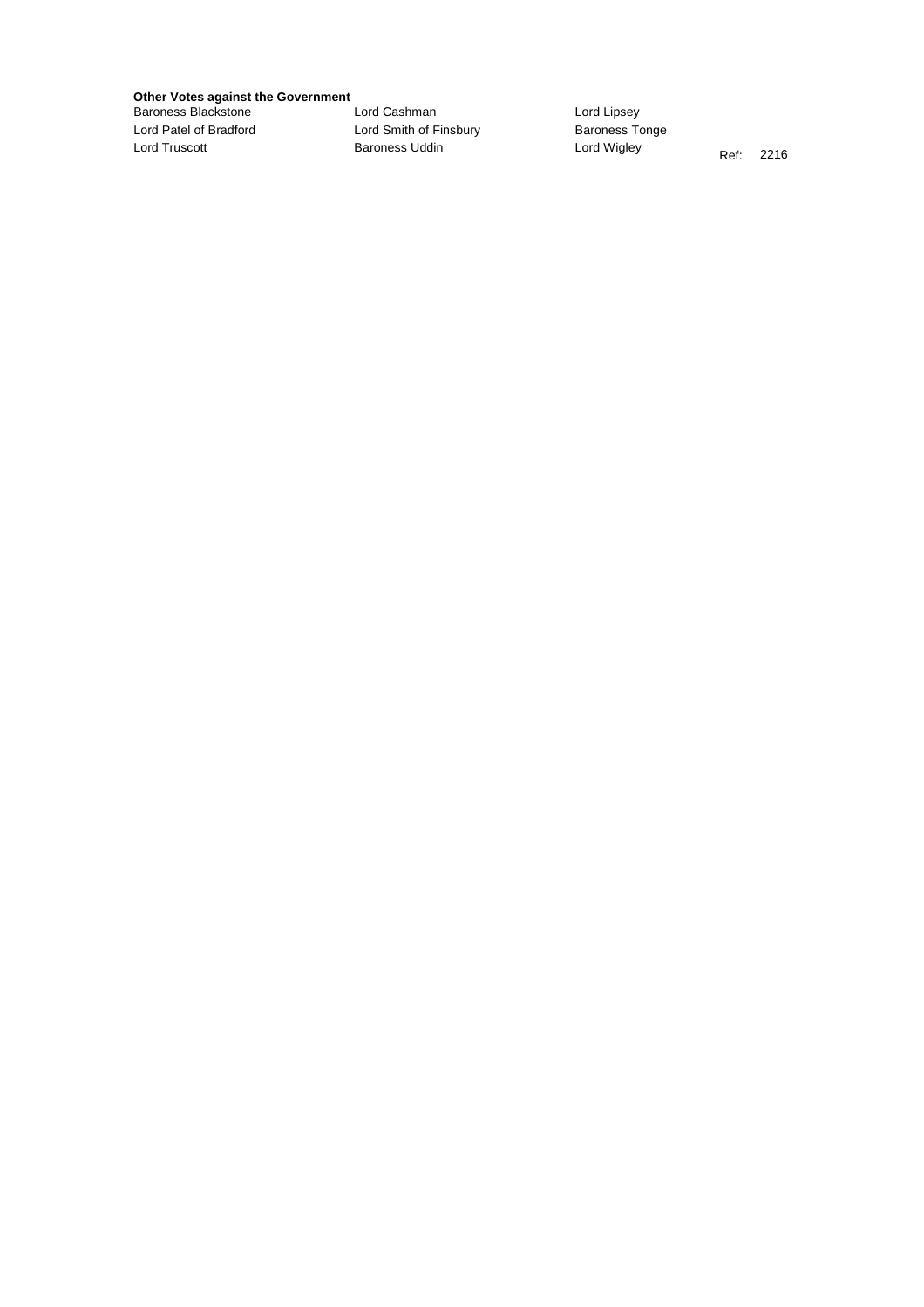**Other Votes against the Government**

| | | |
|---|---|---|
| Baroness Blackstone | Lord Cashman | Lord Lipsey |
| Lord Patel of Bradford | Lord Smith of Finsbury | Baroness Tonge |
| Lord Truscott | Baroness Uddin | Lord Wigley |

Ref: 2216